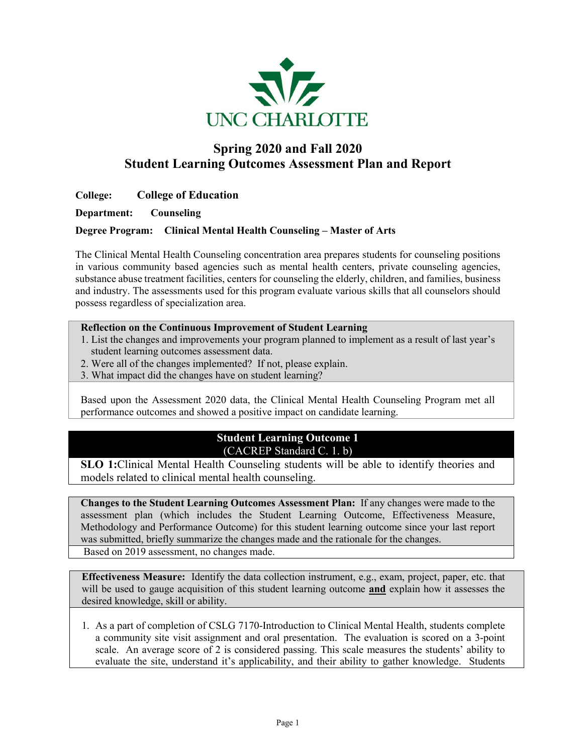UNC CHARLOTTE

# Spring 2020 and Fall 2020
# Student Learning Outcomes Assessment Plan and Report

**College:** **College of Education**

**Department:** **Counseling**

**Degree Program:** **Clinical Mental Health Counseling – Master of Arts**

The Clinical Mental Health Counseling concentration area prepares students for counseling positions in various community based agencies such as mental health centers, private counseling agencies, substance abuse treatment facilities, centers for counseling the elderly, children, and families, business and industry. The assessments used for this program evaluate various skills that all counselors should possess regardless of specialization area.

**Reflection on the Continuous Improvement of Student Learning**

1. List the changes and improvements your program planned to implement as a result of last year's student learning outcomes assessment data.
2. Were all of the changes implemented? If not, please explain.
3. What impact did the changes have on student learning?

Based upon the Assessment 2020 data, the Clinical Mental Health Counseling Program met all performance outcomes and showed a positive impact on candidate learning.

## Student Learning Outcome 1
(CACREP Standard C. 1. b)

**SLO 1:** Clinical Mental Health Counseling students will be able to identify theories and models related to clinical mental health counseling.

**Changes to the Student Learning Outcomes Assessment Plan:** If any changes were made to the assessment plan (which includes the Student Learning Outcome, Effectiveness Measure, Methodology and Performance Outcome) for this student learning outcome since your last report was submitted, briefly summarize the changes made and the rationale for the changes.

Based on 2019 assessment, no changes made.

**Effectiveness Measure:** Identify the data collection instrument, e.g., exam, project, paper, etc. that will be used to gauge acquisition of this student learning outcome **and** explain how it assesses the desired knowledge, skill or ability.

1. As a part of completion of CSLG 7170-Introduction to Clinical Mental Health, students complete a community site visit assignment and oral presentation. The evaluation is scored on a 3-point scale. An average score of 2 is considered passing. This scale measures the students' ability to evaluate the site, understand it's applicability, and their ability to gather knowledge. Students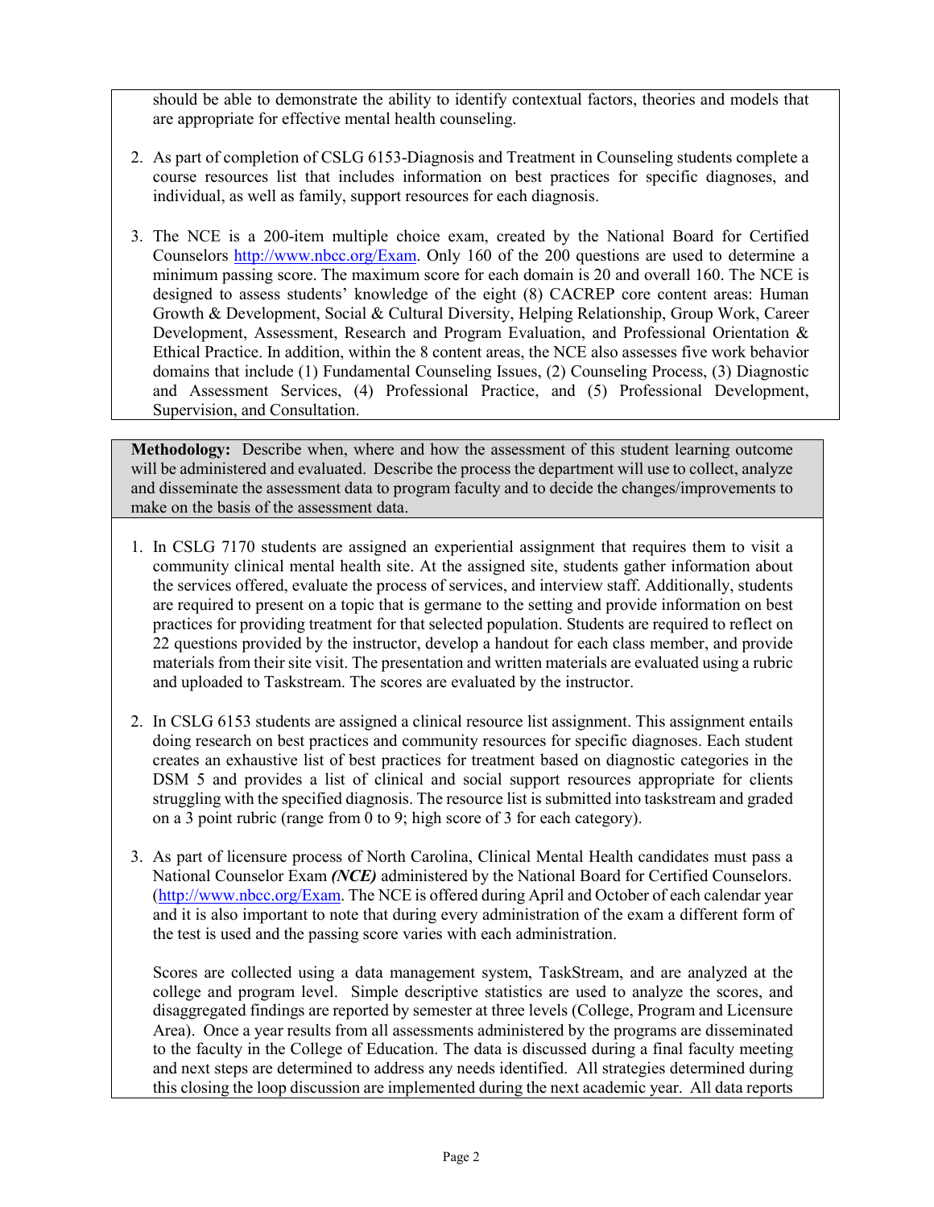should be able to demonstrate the ability to identify contextual factors, theories and models that are appropriate for effective mental health counseling.

2. As part of completion of CSLG 6153-Diagnosis and Treatment in Counseling students complete a course resources list that includes information on best practices for specific diagnoses, and individual, as well as family, support resources for each diagnosis.

3. The NCE is a 200-item multiple choice exam, created by the National Board for Certified Counselors http://www.nbcc.org/Exam. Only 160 of the 200 questions are used to determine a minimum passing score. The maximum score for each domain is 20 and overall 160. The NCE is designed to assess students' knowledge of the eight (8) CACREP core content areas: Human Growth & Development, Social & Cultural Diversity, Helping Relationship, Group Work, Career Development, Assessment, Research and Program Evaluation, and Professional Orientation & Ethical Practice. In addition, within the 8 content areas, the NCE also assesses five work behavior domains that include (1) Fundamental Counseling Issues, (2) Counseling Process, (3) Diagnostic and Assessment Services, (4) Professional Practice, and (5) Professional Development, Supervision, and Consultation.

**Methodology:** Describe when, where and how the assessment of this student learning outcome will be administered and evaluated. Describe the process the department will use to collect, analyze and disseminate the assessment data to program faculty and to decide the changes/improvements to make on the basis of the assessment data.

1. In CSLG 7170 students are assigned an experiential assignment that requires them to visit a community clinical mental health site. At the assigned site, students gather information about the services offered, evaluate the process of services, and interview staff. Additionally, students are required to present on a topic that is germane to the setting and provide information on best practices for providing treatment for that selected population. Students are required to reflect on 22 questions provided by the instructor, develop a handout for each class member, and provide materials from their site visit. The presentation and written materials are evaluated using a rubric and uploaded to Taskstream. The scores are evaluated by the instructor.

2. In CSLG 6153 students are assigned a clinical resource list assignment. This assignment entails doing research on best practices and community resources for specific diagnoses. Each student creates an exhaustive list of best practices for treatment based on diagnostic categories in the DSM 5 and provides a list of clinical and social support resources appropriate for clients struggling with the specified diagnosis. The resource list is submitted into taskstream and graded on a 3 point rubric (range from 0 to 9; high score of 3 for each category).

3. As part of licensure process of North Carolina, Clinical Mental Health candidates must pass a National Counselor Exam ***(NCE)*** administered by the National Board for Certified Counselors. (http://www.nbcc.org/Exam. The NCE is offered during April and October of each calendar year and it is also important to note that during every administration of the exam a different form of the test is used and the passing score varies with each administration.

   Scores are collected using a data management system, TaskStream, and are analyzed at the college and program level. Simple descriptive statistics are used to analyze the scores, and disaggregated findings are reported by semester at three levels (College, Program and Licensure Area). Once a year results from all assessments administered by the programs are disseminated to the faculty in the College of Education. The data is discussed during a final faculty meeting and next steps are determined to address any needs identified. All strategies determined during this closing the loop discussion are implemented during the next academic year. All data reports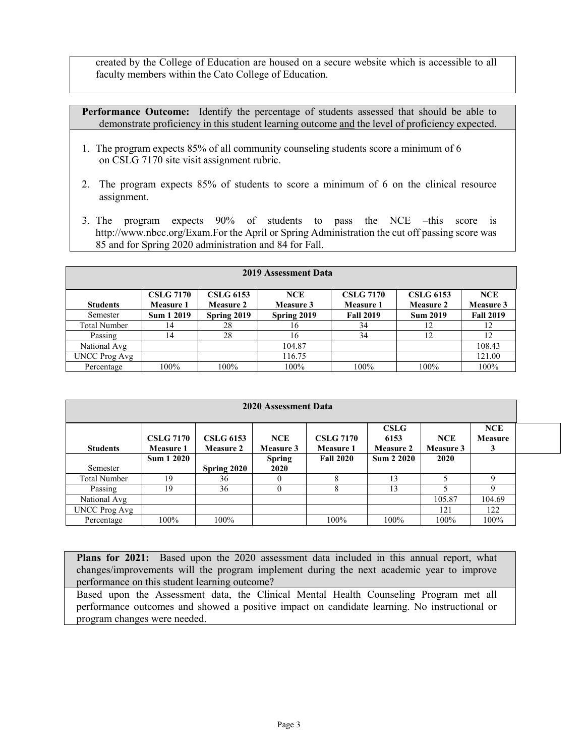created by the College of Education are housed on a secure website which is accessible to all faculty members within the Cato College of Education.

**Performance Outcome:** Identify the percentage of students assessed that should be able to demonstrate proficiency in this student learning outcome and the level of proficiency expected.

1. The program expects 85% of all community counseling students score a minimum of 6 on CSLG 7170 site visit assignment rubric.
2. The program expects 85% of students to score a minimum of 6 on the clinical resource assignment.
3. The program expects 90% of students to pass the NCE –this score is http://www.nbcc.org/Exam.For the April or Spring Administration the cut off passing score was 85 and for Spring 2020 administration and 84 for Fall.

**2019 Assessment Data**

| Students | CSLG 7170 Measure 1 | CSLG 6153 Measure 2 | NCE Measure 3 | CSLG 7170 Measure 1 | CSLG 6153 Measure 2 | NCE Measure 3 |
|---|---|---|---|---|---|---|
| Semester | Sum 1 2019 | Spring 2019 | Spring 2019 | Fall 2019 | Sum 2019 | Fall 2019 |
| Total Number | 14 | 28 | 16 | 34 | 12 | 12 |
| Passing | 14 | 28 | 16 | 34 | 12 | 12 |
| National Avg | | | 104.87 | | | 108.43 |
| UNCC Prog Avg | | | 116.75 | | | 121.00 |
| Percentage | 100% | 100% | 100% | 100% | 100% | 100% |

**2020 Assessment Data**

| Students | CSLG 7170 Measure 1 | CSLG 6153 Measure 2 | NCE Measure 3 | CSLG 7170 Measure 1 | CSLG 6153 Measure 2 | NCE Measure 3 | NCE Measure 3 |
|---|---|---|---|---|---|---|---|
| Semester | Sum 1 2020 | Spring 2020 | Spring 2020 | Fall 2020 | Sum 2 2020 | 2020 | |
| Total Number | 19 | 36 | 0 | 8 | 13 | 5 | 9 |
| Passing | 19 | 36 | 0 | 8 | 13 | 5 | 9 |
| National Avg | | | | | | 105.87 | 104.69 |
| UNCC Prog Avg | | | | | | 121 | 122 |
| Percentage | 100% | 100% | | 100% | 100% | 100% | 100% |

**Plans for 2021:** Based upon the 2020 assessment data included in this annual report, what changes/improvements will the program implement during the next academic year to improve performance on this student learning outcome?

Based upon the Assessment data, the Clinical Mental Health Counseling Program met all performance outcomes and showed a positive impact on candidate learning. No instructional or program changes were needed.